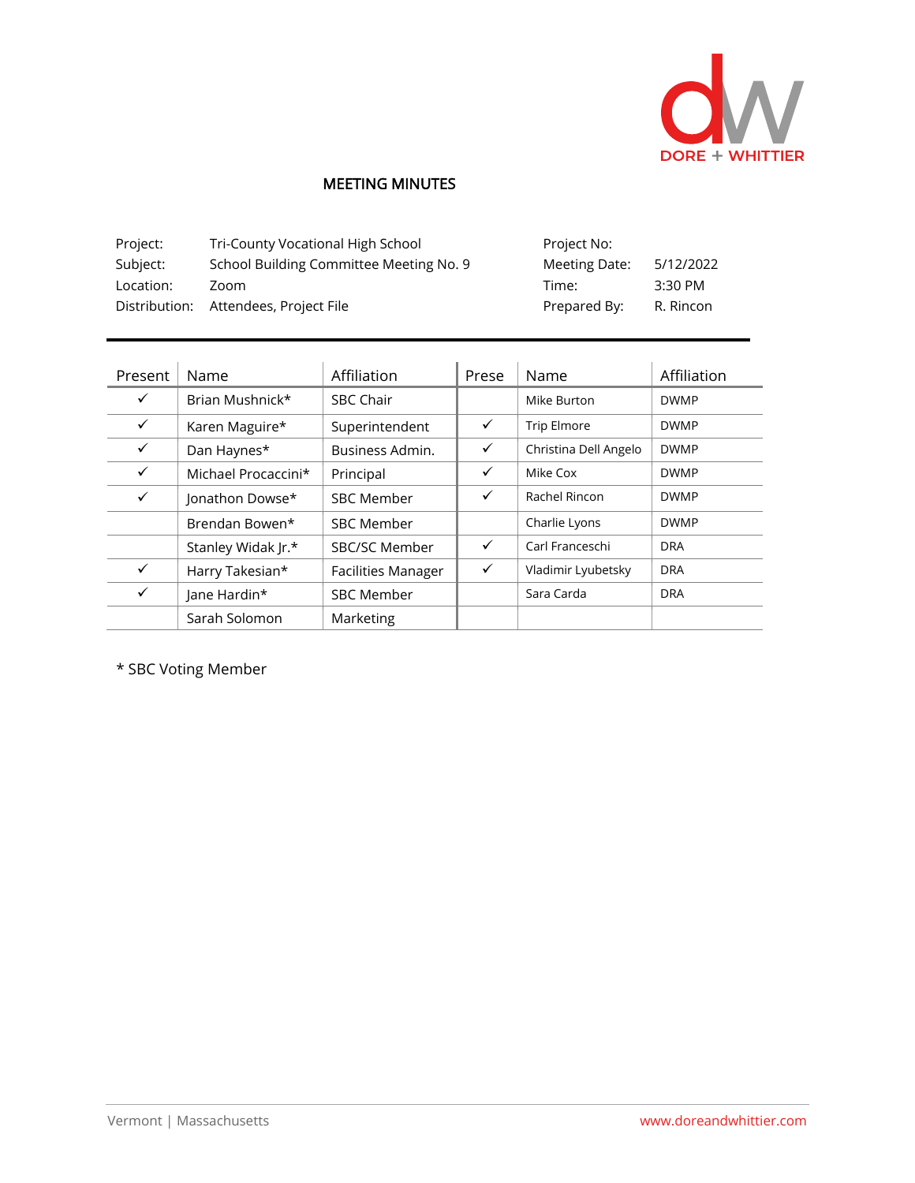DORE + WHITTIER

# MEETING MINUTES

| | | | |
|---|---|---|---|
| Project: | Tri-County Vocational High School | Project No: | |
| Subject: | School Building Committee Meeting No. 9 | Meeting Date: | 5/12/2022 |
| Location: | Zoom | Time: | 3:30 PM |
| Distribution: | Attendees, Project File | Prepared By: | R. Rincon |

| Present | Name | Affiliation | Prese | Name | Affiliation |
|---|---|---|---|---|---|
| ✓ | Brian Mushnick* | SBC Chair | | Mike Burton | DWMP |
| ✓ | Karen Maguire* | Superintendent | ✓ | Trip Elmore | DWMP |
| ✓ | Dan Haynes* | Business Admin. | ✓ | Christina Dell Angelo | DWMP |
| ✓ | Michael Procaccini* | Principal | ✓ | Mike Cox | DWMP |
| ✓ | Jonathon Dowse* | SBC Member | ✓ | Rachel Rincon | DWMP |
| | Brendan Bowen* | SBC Member | | Charlie Lyons | DWMP |
| | Stanley Widak Jr.* | SBC/SC Member | ✓ | Carl Franceschi | DRA |
| ✓ | Harry Takesian* | Facilities Manager | ✓ | Vladimir Lyubetsky | DRA |
| ✓ | Jane Hardin* | SBC Member | | Sara Carda | DRA |
| | Sarah Solomon | Marketing | | | |

* SBC Voting Member

Vermont | Massachusetts    www.doreandwhittier.com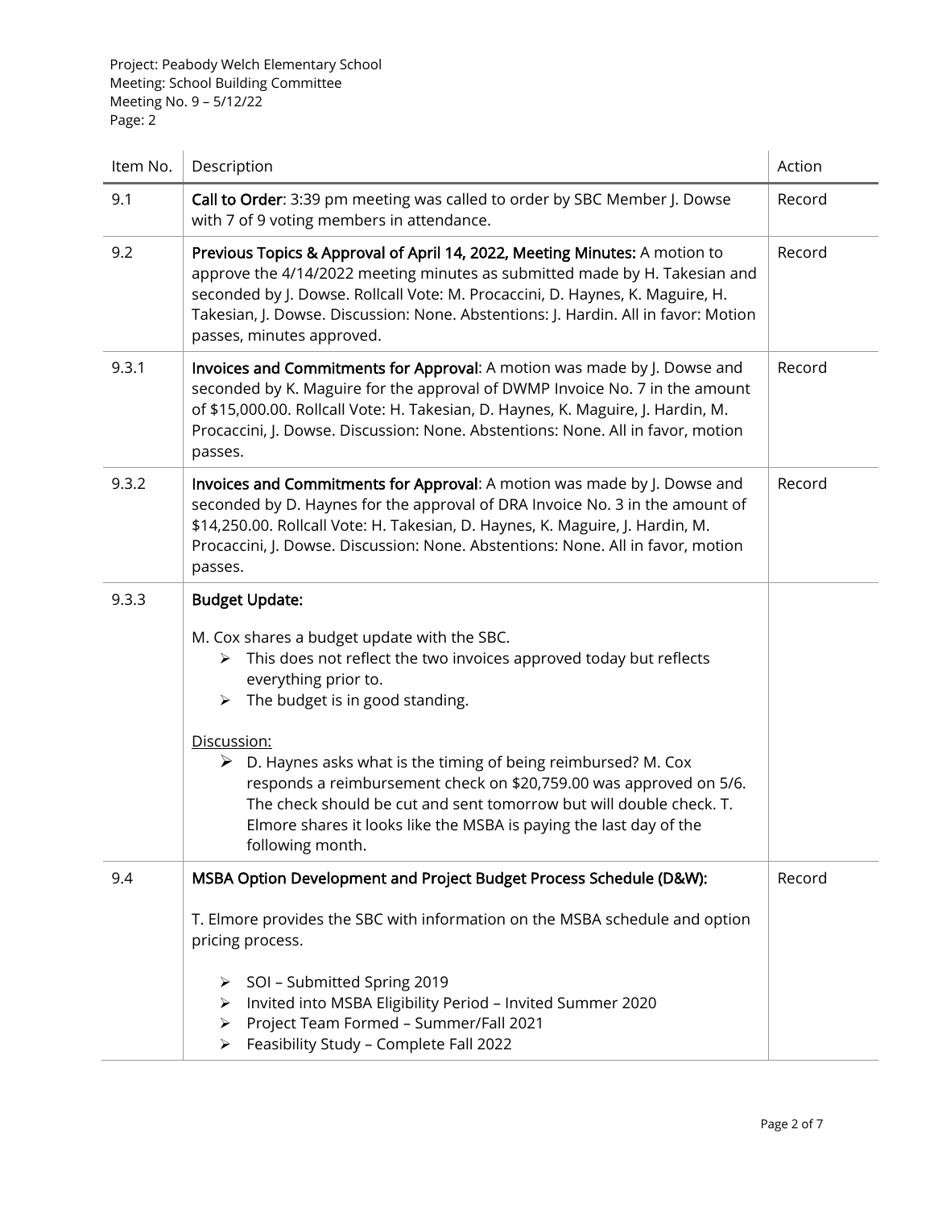Project: Peabody Welch Elementary School
Meeting: School Building Committee
Meeting No. 9 – 5/12/22
Page: 2

| Item No. | Description | Action |
|---|---|---|
| 9.1 | **Call to Order**: 3:39 pm meeting was called to order by SBC Member J. Dowse with 7 of 9 voting members in attendance. | Record |
| 9.2 | **Previous Topics & Approval of April 14, 2022, Meeting Minutes:** A motion to approve the 4/14/2022 meeting minutes as submitted made by H. Takesian and seconded by J. Dowse. Rollcall Vote: M. Procaccini, D. Haynes, K. Maguire, H. Takesian, J. Dowse. Discussion: None. Abstentions: J. Hardin. All in favor: Motion passes, minutes approved. | Record |
| 9.3.1 | **Invoices and Commitments for Approval**: A motion was made by J. Dowse and seconded by K. Maguire for the approval of DWMP Invoice No. 7 in the amount of $15,000.00. Rollcall Vote: H. Takesian, D. Haynes, K. Maguire, J. Hardin, M. Procaccini, J. Dowse. Discussion: None. Abstentions: None. All in favor, motion passes. | Record |
| 9.3.2 | **Invoices and Commitments for Approval**: A motion was made by J. Dowse and seconded by D. Haynes for the approval of DRA Invoice No. 3 in the amount of $14,250.00. Rollcall Vote: H. Takesian, D. Haynes, K. Maguire, J. Hardin, M. Procaccini, J. Dowse. Discussion: None. Abstentions: None. All in favor, motion passes. | Record |
| 9.3.3 | **Budget Update:**<br><br>M. Cox shares a budget update with the SBC.<br>➢ This does not reflect the two invoices approved today but reflects everything prior to.<br>➢ The budget is in good standing.<br><br>Discussion:<br>➢ D. Haynes asks what is the timing of being reimbursed? M. Cox responds a reimbursement check on $20,759.00 was approved on 5/6. The check should be cut and sent tomorrow but will double check. T. Elmore shares it looks like the MSBA is paying the last day of the following month. | |
| 9.4 | **MSBA Option Development and Project Budget Process Schedule (D&W):**<br><br>T. Elmore provides the SBC with information on the MSBA schedule and option pricing process.<br><br>➢ SOI – Submitted Spring 2019<br>➢ Invited into MSBA Eligibility Period – Invited Summer 2020<br>➢ Project Team Formed – Summer/Fall 2021<br>➢ Feasibility Study – Complete Fall 2022 | Record |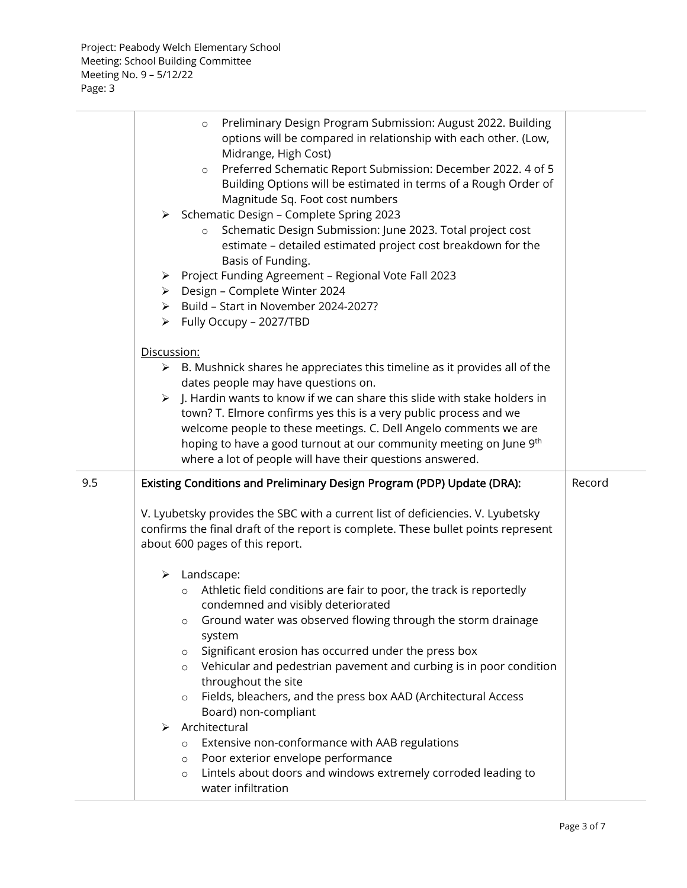| | | |
|---|---|---|
| | ◦ Preliminary Design Program Submission: August 2022. Building options will be compared in relationship with each other. (Low, Midrange, High Cost)<br>◦ Preferred Schematic Report Submission: December 2022. 4 of 5 Building Options will be estimated in terms of a Rough Order of Magnitude Sq. Foot cost numbers<br>➢ Schematic Design – Complete Spring 2023<br>◦ Schematic Design Submission: June 2023. Total project cost estimate – detailed estimated project cost breakdown for the Basis of Funding.<br>➢ Project Funding Agreement – Regional Vote Fall 2023<br>➢ Design – Complete Winter 2024<br>➢ Build – Start in November 2024-2027?<br>➢ Fully Occupy – 2027/TBD<br><br>Discussion:<br>➢ B. Mushnick shares he appreciates this timeline as it provides all of the dates people may have questions on.<br>➢ J. Hardin wants to know if we can share this slide with stake holders in town? T. Elmore confirms yes this is a very public process and we welcome people to these meetings. C. Dell Angelo comments we are hoping to have a good turnout at our community meeting on June 9th where a lot of people will have their questions answered. | |
| 9.5 | **Existing Conditions and Preliminary Design Program (PDP) Update (DRA):**<br><br>V. Lyubetsky provides the SBC with a current list of deficiencies. V. Lyubetsky confirms the final draft of the report is complete. These bullet points represent about 600 pages of this report.<br><br>➢ Landscape:<br>◦ Athletic field conditions are fair to poor, the track is reportedly condemned and visibly deteriorated<br>◦ Ground water was observed flowing through the storm drainage system<br>◦ Significant erosion has occurred under the press box<br>◦ Vehicular and pedestrian pavement and curbing is in poor condition throughout the site<br>◦ Fields, bleachers, and the press box AAD (Architectural Access Board) non-compliant<br>➢ Architectural<br>◦ Extensive non-conformance with AAB regulations<br>◦ Poor exterior envelope performance<br>◦ Lintels about doors and windows extremely corroded leading to water infiltration | Record |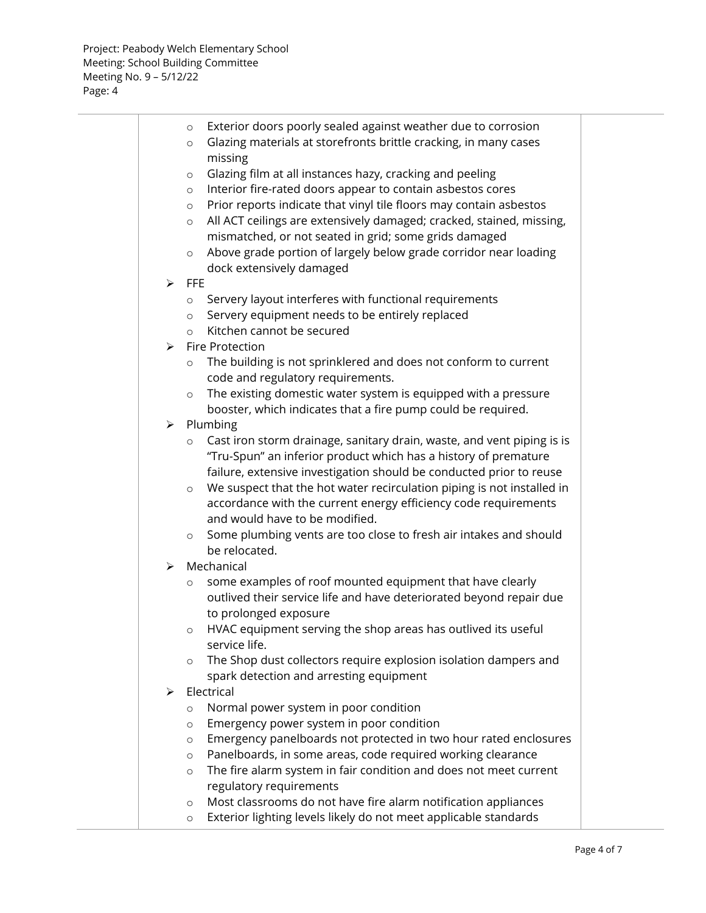- Exterior doors poorly sealed against weather due to corrosion
  - Glazing materials at storefronts brittle cracking, in many cases missing
  - Glazing film at all instances hazy, cracking and peeling
  - Interior fire-rated doors appear to contain asbestos cores
  - Prior reports indicate that vinyl tile floors may contain asbestos
  - All ACT ceilings are extensively damaged; cracked, stained, missing, mismatched, or not seated in grid; some grids damaged
  - Above grade portion of largely below grade corridor near loading dock extensively damaged
- FFE
  - Servery layout interferes with functional requirements
  - Servery equipment needs to be entirely replaced
  - Kitchen cannot be secured
- Fire Protection
  - The building is not sprinklered and does not conform to current code and regulatory requirements.
  - The existing domestic water system is equipped with a pressure booster, which indicates that a fire pump could be required.
- Plumbing
  - Cast iron storm drainage, sanitary drain, waste, and vent piping is is "Tru-Spun" an inferior product which has a history of premature failure, extensive investigation should be conducted prior to reuse
  - We suspect that the hot water recirculation piping is not installed in accordance with the current energy efficiency code requirements and would have to be modified.
  - Some plumbing vents are too close to fresh air intakes and should be relocated.
- Mechanical
  - some examples of roof mounted equipment that have clearly outlived their service life and have deteriorated beyond repair due to prolonged exposure
  - HVAC equipment serving the shop areas has outlived its useful service life.
  - The Shop dust collectors require explosion isolation dampers and spark detection and arresting equipment
- Electrical
  - Normal power system in poor condition
  - Emergency power system in poor condition
  - Emergency panelboards not protected in two hour rated enclosures
  - Panelboards, in some areas, code required working clearance
  - The fire alarm system in fair condition and does not meet current regulatory requirements
  - Most classrooms do not have fire alarm notification appliances
  - Exterior lighting levels likely do not meet applicable standards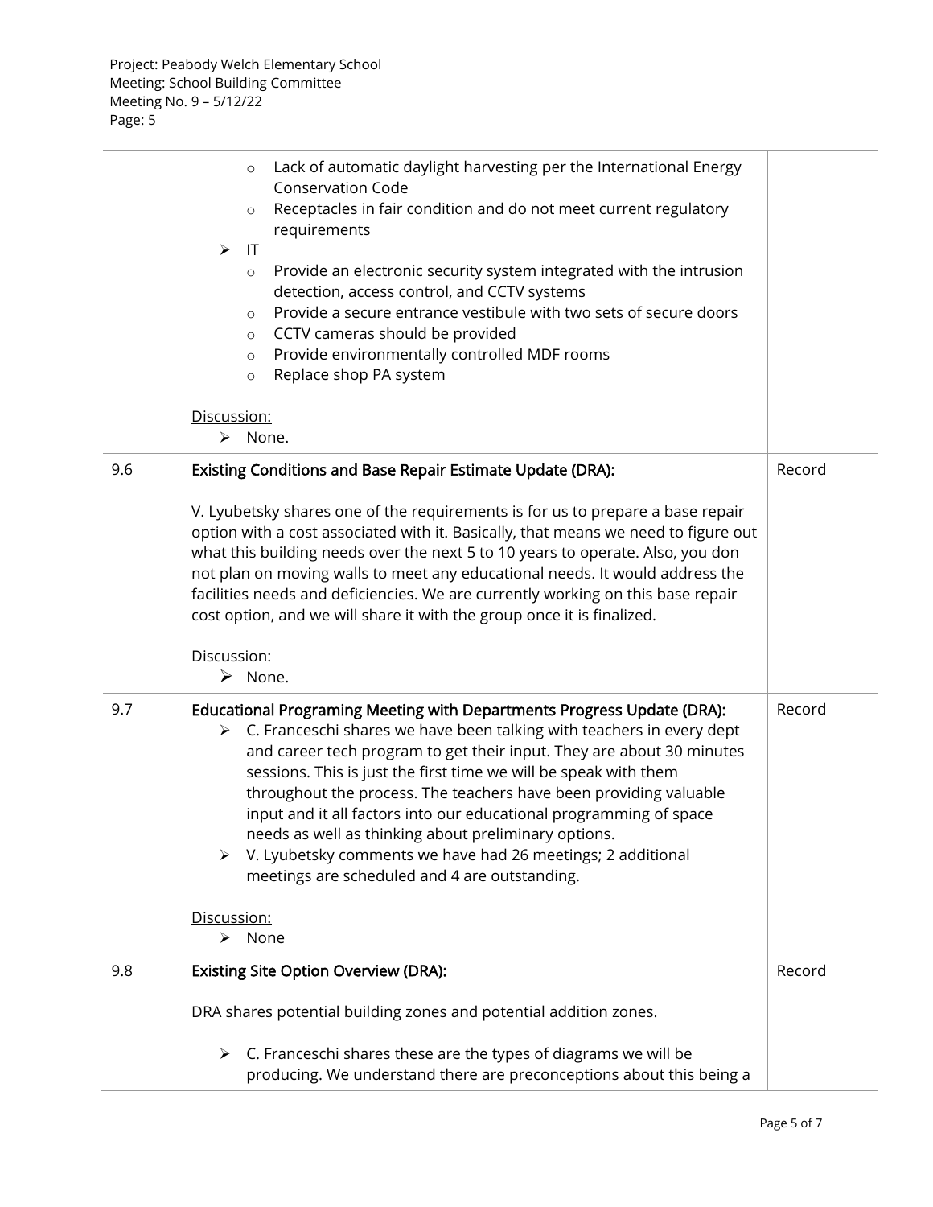| | | |
|---|---|---|
| | ○ Lack of automatic daylight harvesting per the International Energy Conservation Code<br>○ Receptacles in fair condition and do not meet current regulatory requirements<br>➢ IT<br>○ Provide an electronic security system integrated with the intrusion detection, access control, and CCTV systems<br>○ Provide a secure entrance vestibule with two sets of secure doors<br>○ CCTV cameras should be provided<br>○ Provide environmentally controlled MDF rooms<br>○ Replace shop PA system<br><br><u>Discussion:</u><br>➢ None. | |
| 9.6 | **Existing Conditions and Base Repair Estimate Update (DRA):**<br><br>V. Lyubetsky shares one of the requirements is for us to prepare a base repair option with a cost associated with it. Basically, that means we need to figure out what this building needs over the next 5 to 10 years to operate. Also, you don not plan on moving walls to meet any educational needs. It would address the facilities needs and deficiencies. We are currently working on this base repair cost option, and we will share it with the group once it is finalized.<br><br>Discussion:<br>➢ None. | Record |
| 9.7 | **Educational Programing Meeting with Departments Progress Update (DRA):**<br>➢ C. Franceschi shares we have been talking with teachers in every dept and career tech program to get their input. They are about 30 minutes sessions. This is just the first time we will be speak with them throughout the process. The teachers have been providing valuable input and it all factors into our educational programming of space needs as well as thinking about preliminary options.<br>➢ V. Lyubetsky comments we have had 26 meetings; 2 additional meetings are scheduled and 4 are outstanding.<br><br><u>Discussion:</u><br>➢ None | Record |
| 9.8 | **Existing Site Option Overview (DRA):**<br><br>DRA shares potential building zones and potential addition zones.<br><br>➢ C. Franceschi shares these are the types of diagrams we will be producing. We understand there are preconceptions about this being a | Record |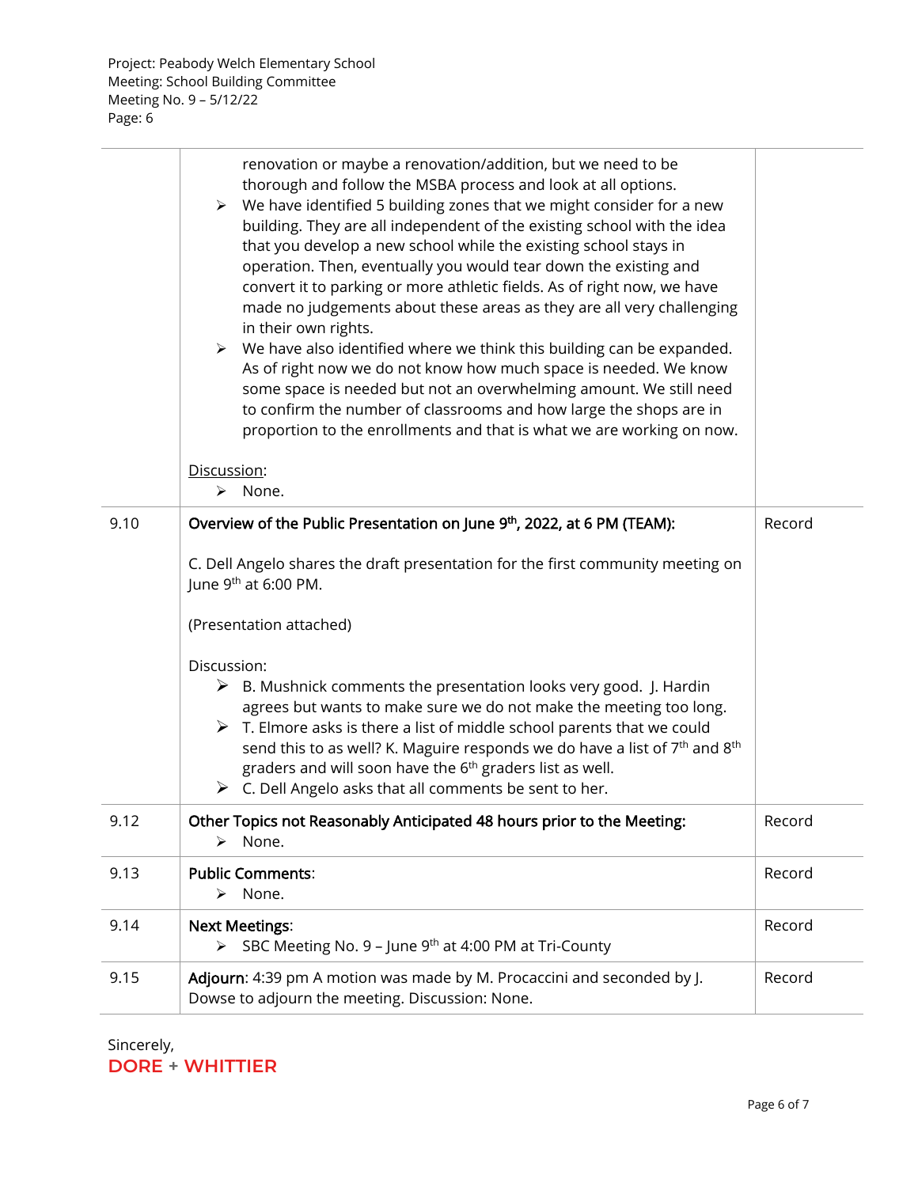Project: Peabody Welch Elementary School
Meeting: School Building Committee
Meeting No. 9 – 5/12/22
Page: 6

| | | |
|---|---|---|
| | renovation or maybe a renovation/addition, but we need to be thorough and follow the MSBA process and look at all options.<br>➢ We have identified 5 building zones that we might consider for a new building. They are all independent of the existing school with the idea that you develop a new school while the existing school stays in operation. Then, eventually you would tear down the existing and convert it to parking or more athletic fields. As of right now, we have made no judgements about these areas as they are all very challenging in their own rights.<br>➢ We have also identified where we think this building can be expanded. As of right now we do not know how much space is needed. We know some space is needed but not an overwhelming amount. We still need to confirm the number of classrooms and how large the shops are in proportion to the enrollments and that is what we are working on now.<br><br>Discussion:<br>➢ None. | |
| 9.10 | **Overview of the Public Presentation on June 9th, 2022, at 6 PM (TEAM):**<br><br>C. Dell Angelo shares the draft presentation for the first community meeting on June 9th at 6:00 PM.<br><br>(Presentation attached)<br><br>Discussion:<br>➢ B. Mushnick comments the presentation looks very good. J. Hardin agrees but wants to make sure we do not make the meeting too long.<br>➢ T. Elmore asks is there a list of middle school parents that we could send this to as well? K. Maguire responds we do have a list of 7th and 8th graders and will soon have the 6th graders list as well.<br>➢ C. Dell Angelo asks that all comments be sent to her. | Record |
| 9.12 | **Other Topics not Reasonably Anticipated 48 hours prior to the Meeting:**<br>➢ None. | Record |
| 9.13 | **Public Comments:**<br>➢ None. | Record |
| 9.14 | **Next Meetings:**<br>➢ SBC Meeting No. 9 – June 9th at 4:00 PM at Tri-County | Record |
| 9.15 | **Adjourn:** 4:39 pm A motion was made by M. Procaccini and seconded by J. Dowse to adjourn the meeting. Discussion: None. | Record |

Sincerely,

**DORE + WHITTIER**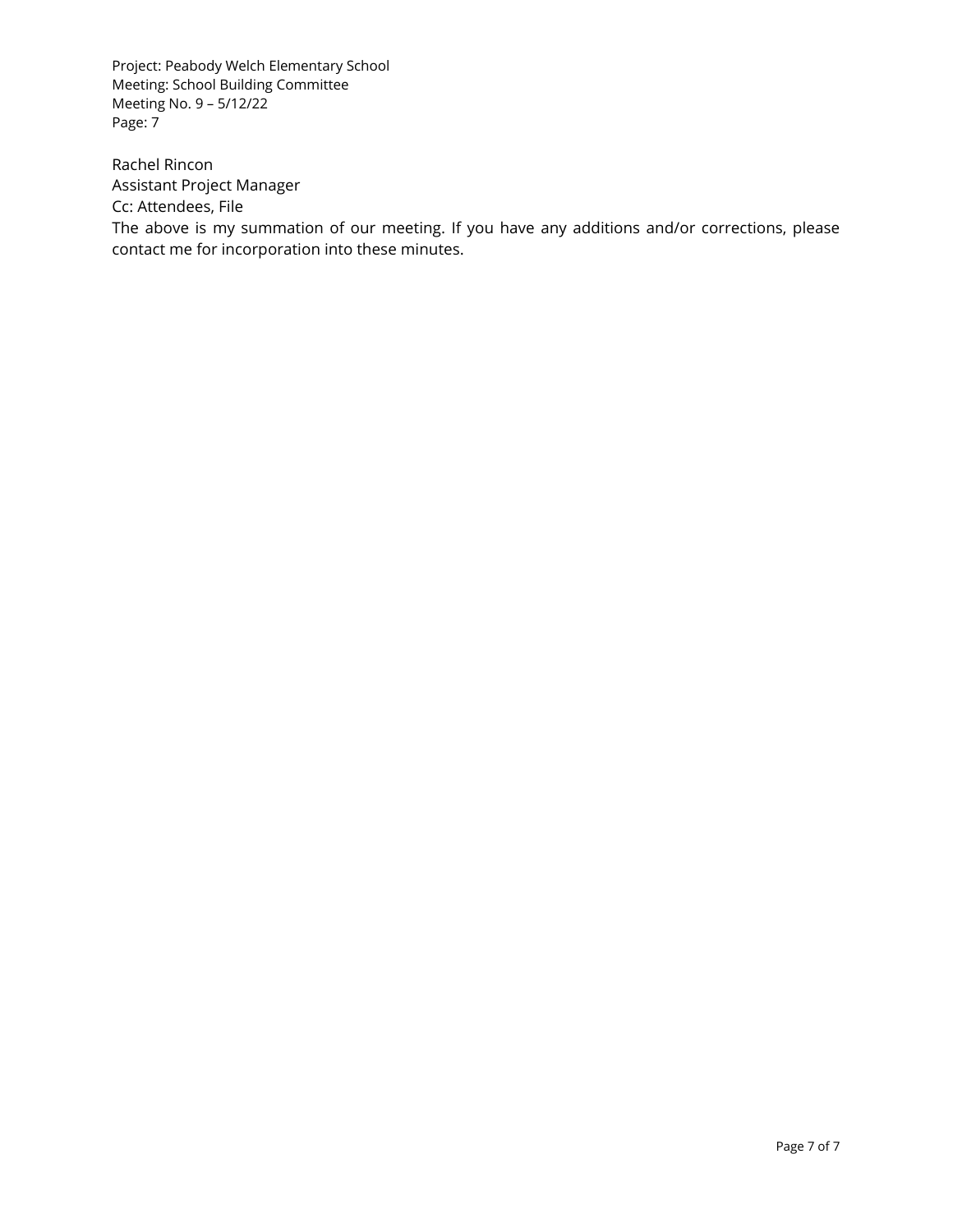Rachel Rincon
Assistant Project Manager
Cc: Attendees, File

The above is my summation of our meeting. If you have any additions and/or corrections, please contact me for incorporation into these minutes.